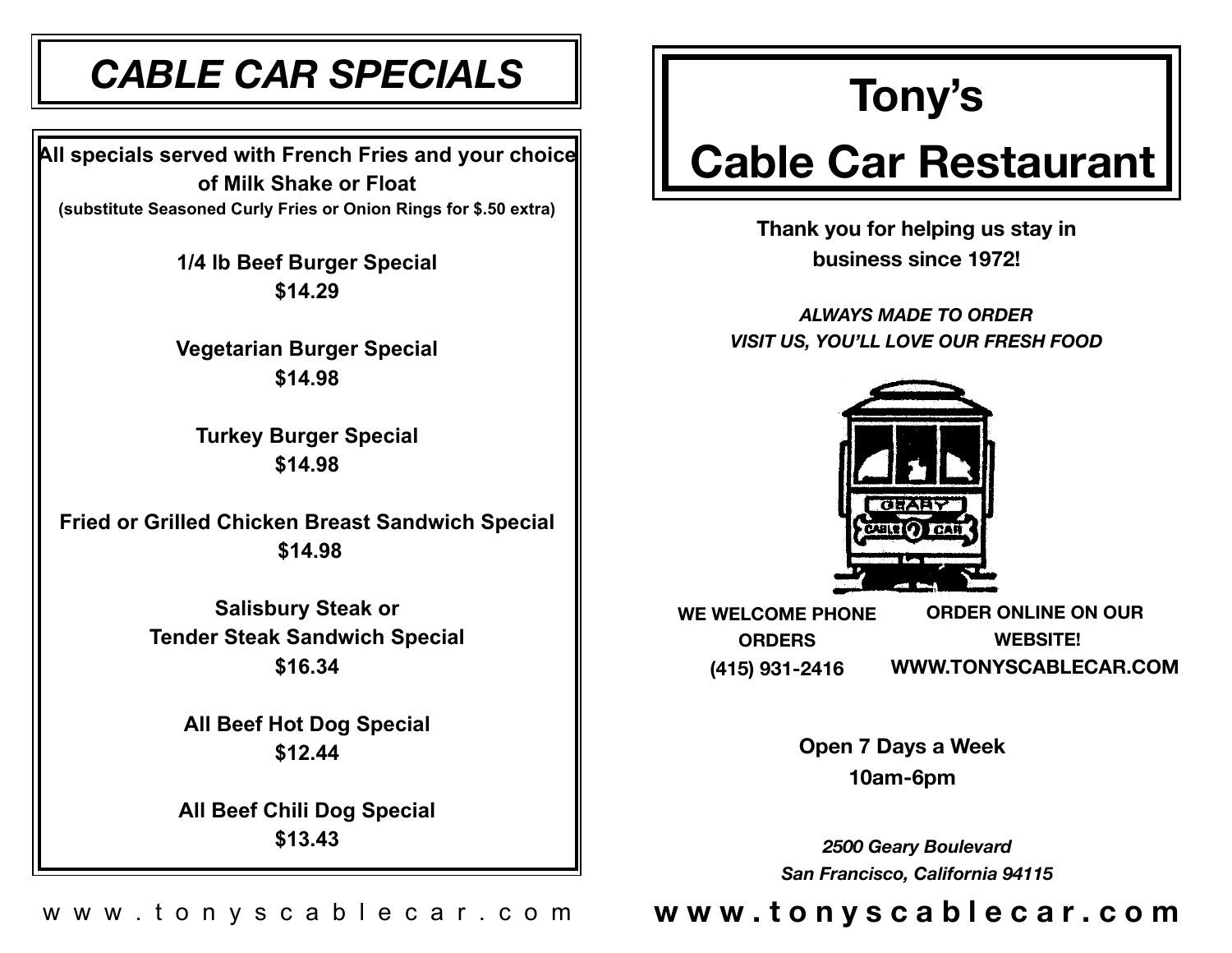# CABLE CAR SPECIALS

**All specials served with French Fries and your choice of Milk Shake or Float**

**(substitute Seasoned Curly Fries or Onion Rings for $.50 extra)**

**1/4 lb Beef Burger Special**
**$14.29**

**Vegetarian Burger Special**
**$14.98**

**Turkey Burger Special**
**$14.98**

**Fried or Grilled Chicken Breast Sandwich Special**
**$14.98**

**Salisbury Steak or**
**Tender Steak Sandwich Special**
**$16.34**

**All Beef Hot Dog Special**
**$12.44**

**All Beef Chili Dog Special**
**$13.43**

www.tonyscablecar.com

# Tony's Cable Car Restaurant

**Thank you for helping us stay in business since 1972!**

***ALWAYS MADE TO ORDER***
***VISIT US, YOU'LL LOVE OUR FRESH FOOD***

**WE WELCOME PHONE ORDERS**
**(415) 931-2416**

**ORDER ONLINE ON OUR WEBSITE!**
**WWW.TONYSCABLECAR.COM**

**Open 7 Days a Week**
**10am-6pm**

***2500 Geary Boulevard***
***San Francisco, California 94115***

**www.tonyscablecar.com**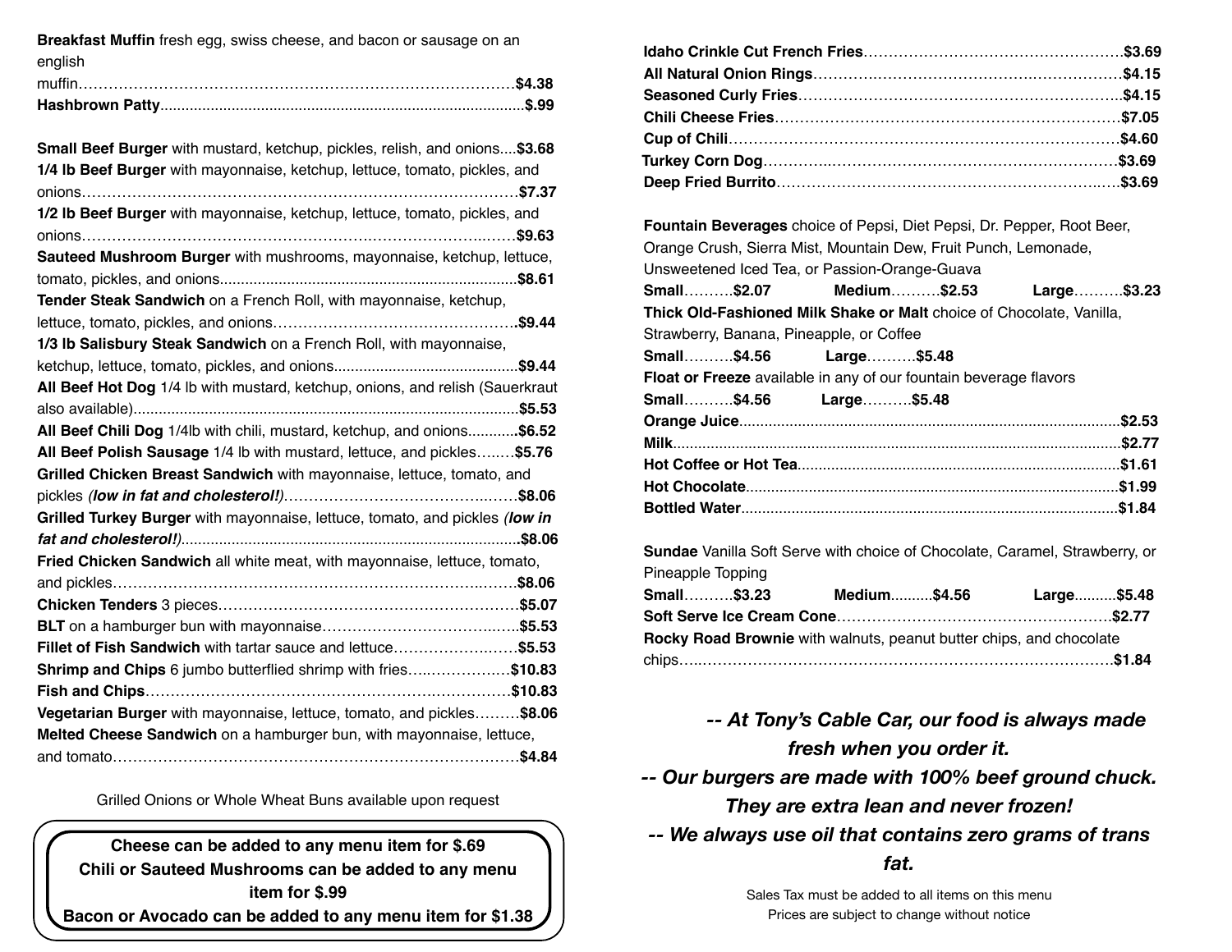**Breakfast Muffin** fresh egg, swiss cheese, and bacon or sausage on an english muffin……………………………………………………………………………**$4.38**

**Hashbrown Patty**......................................................................................**$.99**

**Small Beef Burger** with mustard, ketchup, pickles, relish, and onions....**$3.68**

**1/4 lb Beef Burger** with mayonnaise, ketchup, lettuce, tomato, pickles, and onions……………………………………………………………………………**$7.37**

**1/2 lb Beef Burger** with mayonnaise, ketchup, lettuce, tomato, pickles, and onions……………………………………………………………………………**$9.63**

**Sauteed Mushroom Burger** with mushrooms, mayonnaise, ketchup, lettuce, tomato, pickles, and onions.......................................................................**$8.61**

**Tender Steak Sandwich** on a French Roll, with mayonnaise, ketchup, lettuce, tomato, pickles, and onions…………………………………………**$9.44**

**1/3 lb Salisbury Steak Sandwich** on a French Roll, with mayonnaise, ketchup, lettuce, tomato, pickles, and onions...........................................**$9.44**

**All Beef Hot Dog** 1/4 lb with mustard, ketchup, onions, and relish (Sauerkraut also available)...........................................................................................**$5.53**

**All Beef Chili Dog** 1/4lb with chili, mustard, ketchup, and onions...........**$6.52**

**All Beef Polish Sausage** 1/4 lb with mustard, lettuce, and pickles……**$5.76**

**Grilled Chicken Breast Sandwich** with mayonnaise, lettuce, tomato, and pickles *(**low in fat and cholesterol!**)*……………………………………**$8.06**

**Grilled Turkey Burger** with mayonnaise, lettuce, tomato, and pickles *(**low in fat and cholesterol!**)*................................................................................**$8.06**

**Fried Chicken Sandwich** all white meat, with mayonnaise, lettuce, tomato, and pickles……………………………………………………………………**$8.06**

**Chicken Tenders** 3 pieces……………………………………………………**$5.07**

**BLT** on a hamburger bun with mayonnaise…………………………………**$5.53**

**Fillet of Fish Sandwich** with tartar sauce and lettuce……………………**$5.53**

**Shrimp and Chips** 6 jumbo butterflied shrimp with fries…………………**$10.83**

**Fish and Chips**……………………………………………………………**$10.83**

**Vegetarian Burger** with mayonnaise, lettuce, tomato, and pickles………**$8.06**

**Melted Cheese Sandwich** on a hamburger bun, with mayonnaise, lettuce, and tomato………………………………………………………………………**$4.84**

Grilled Onions or Whole Wheat Buns available upon request

**Cheese can be added to any menu item for $.69**
**Chili or Sauteed Mushrooms can be added to any menu item for $.99**
**Bacon or Avocado can be added to any menu item for $1.38**

**Idaho Crinkle Cut French Fries**…………………………………………**$3.69**

**All Natural Onion Rings**……………………………………………………**$4.15**

**Seasoned Curly Fries**………………………………………………………**$4.15**

**Chili Cheese Fries**…………………………………………………………**$7.05**

**Cup of Chili**…………………………………………………………………**$4.60**

**Turkey Corn Dog**……………………………………………………………**$3.69**

**Deep Fried Burrito**…………………………………………………………**$3.69**

**Fountain Beverages** choice of Pepsi, Diet Pepsi, Dr. Pepper, Root Beer, Orange Crush, Sierra Mist, Mountain Dew, Fruit Punch, Lemonade, Unsweetened Iced Tea, or Passion-Orange-Guava

**Small**……….**$2.07** **Medium**……….**$2.53** **Large**……….**$3.23**

**Thick Old-Fashioned Milk Shake or Malt** choice of Chocolate, Vanilla, Strawberry, Banana, Pineapple, or Coffee

**Small**……….**$4.56** **Large**……….**$5.48**

**Float or Freeze** available in any of our fountain beverage flavors

**Small**……….**$4.56** **Large**……….**$5.48**

**Orange Juice**.........................................................................................**$2.53**

**Milk**.........................................................................................................**$2.77**

**Hot Coffee or Hot Tea**...........................................................................**$1.61**

**Hot Chocolate**.......................................................................................**$1.99**

**Bottled Water**........................................................................................**$1.84**

**Sundae** Vanilla Soft Serve with choice of Chocolate, Caramel, Strawberry, or Pineapple Topping

**Small**……….**$3.23** **Medium**..........**$4.56** **Large**..........**$5.48**

**Soft Serve Ice Cream Cone**……………………………………………**$2.77**

**Rocky Road Brownie** with walnuts, peanut butter chips, and chocolate chips…………………………………………………………………………**$1.84**

***-- At Tony's Cable Car, our food is always made fresh when you order it.***

***-- Our burgers are made with 100% beef ground chuck. They are extra lean and never frozen!***

***-- We always use oil that contains zero grams of trans fat.***

Sales Tax must be added to all items on this menu
Prices are subject to change without notice